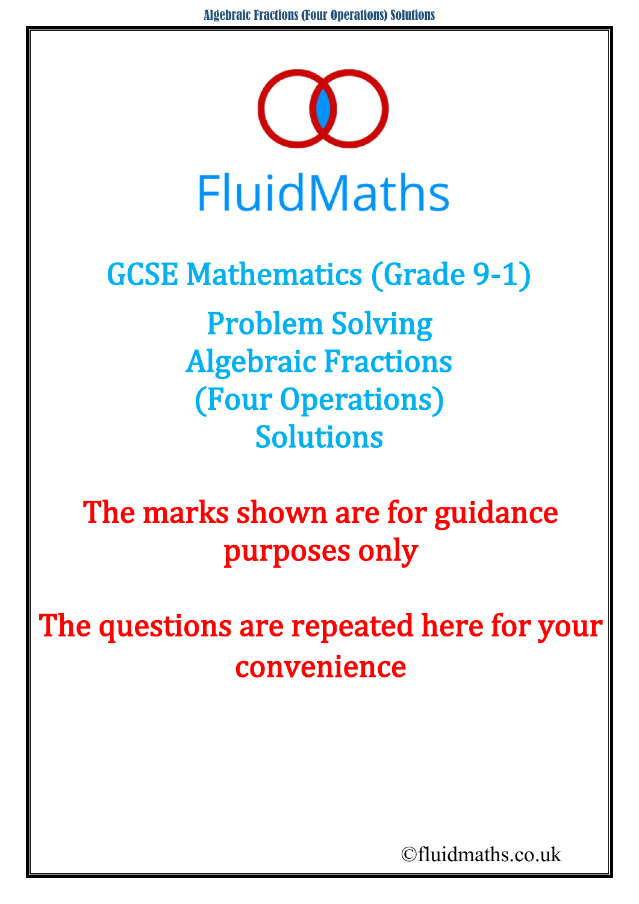# FluidMaths

## GCSE Mathematics (Grade 9-1)

## Problem Solving
## Algebraic Fractions
## (Four Operations)
## Solutions

**The marks shown are for guidance purposes only**

**The questions are repeated here for your convenience**

©fluidmaths.co.uk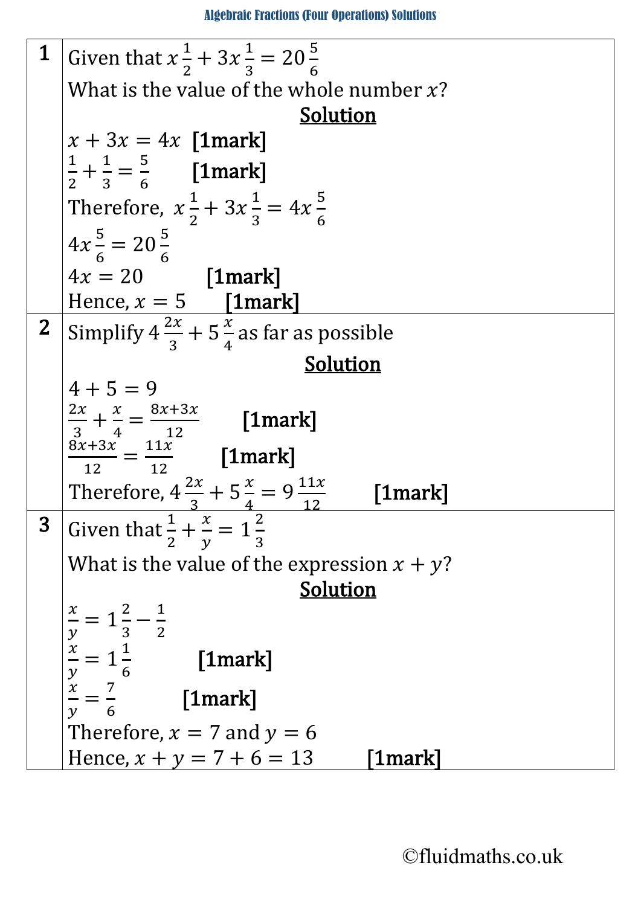# Algebraic Fractions (Four Operations) Solutions

| | |
|---|---|
| 1 | Given that $x\frac{1}{2} + 3x\frac{1}{3} = 20\frac{5}{6}$<br>What is the value of the whole number $x$?<br>**Solution**<br>$x + 3x = 4x$ **[1mark]**<br>$\frac{1}{2} + \frac{1}{3} = \frac{5}{6}$ **[1mark]**<br>Therefore, $x\frac{1}{2} + 3x\frac{1}{3} = 4x\frac{5}{6}$<br>$4x\frac{5}{6} = 20\frac{5}{6}$<br>$4x = 20$ **[1mark]**<br>Hence, $x = 5$ **[1mark]** |
| 2 | Simplify $4\frac{2x}{3} + 5\frac{x}{4}$ as far as possible<br>**Solution**<br>$4 + 5 = 9$<br>$\frac{2x}{3} + \frac{x}{4} = \frac{8x+3x}{12}$ **[1mark]**<br>$\frac{8x+3x}{12} = \frac{11x}{12}$ **[1mark]**<br>Therefore, $4\frac{2x}{3} + 5\frac{x}{4} = 9\frac{11x}{12}$ **[1mark]** |
| 3 | Given that $\frac{1}{2} + \frac{x}{y} = 1\frac{2}{3}$<br>What is the value of the expression $x + y$?<br>**Solution**<br>$\frac{x}{y} = 1\frac{2}{3} - \frac{1}{2}$<br>$\frac{x}{y} = 1\frac{1}{6}$ **[1mark]**<br>$\frac{x}{y} = \frac{7}{6}$ **[1mark]**<br>Therefore, $x = 7$ and $y = 6$<br>Hence, $x + y = 7 + 6 = 13$ **[1mark]** |

©fluidmaths.co.uk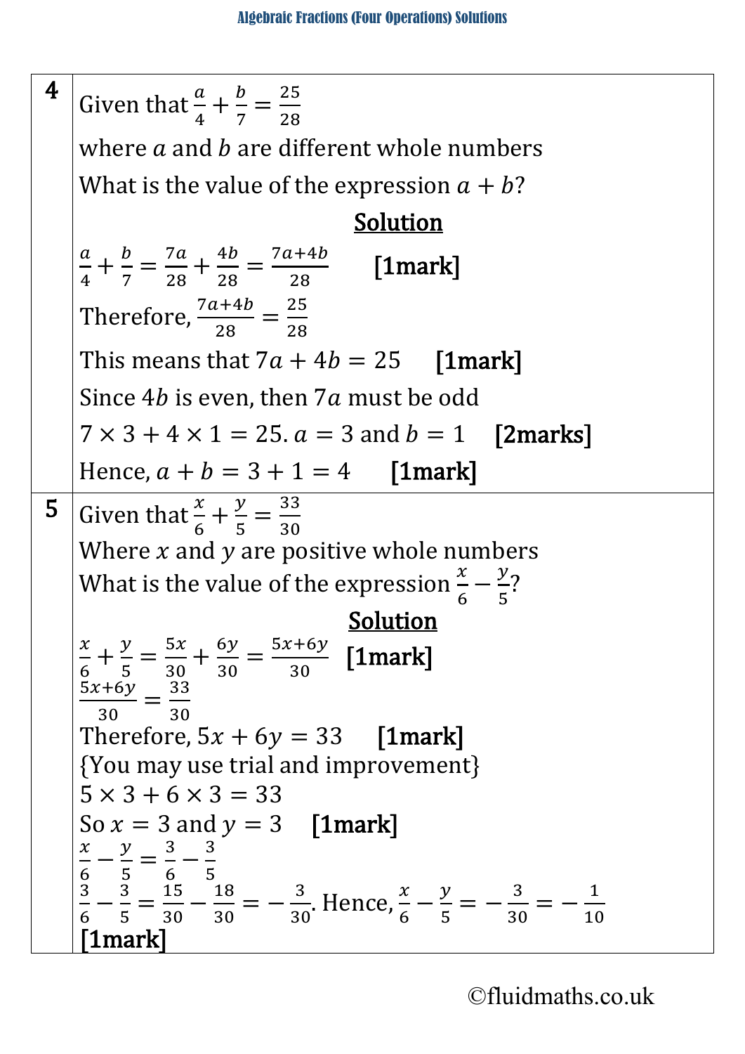| | |
|---|---|
| **4** | Given that $\frac{a}{4}+\frac{b}{7}=\frac{25}{28}$<br>where $a$ and $b$ are different whole numbers<br>What is the value of the expression $a+b$?<br>**Solution**<br>$\frac{a}{4}+\frac{b}{7}=\frac{7a}{28}+\frac{4b}{28}=\frac{7a+4b}{28}$ **[1mark]**<br>Therefore, $\frac{7a+4b}{28}=\frac{25}{28}$<br>This means that $7a+4b=25$ **[1mark]**<br>Since $4b$ is even, then $7a$ must be odd<br>$7\times 3+4\times 1=25$. $a=3$ and $b=1$ **[2marks]**<br>Hence, $a+b=3+1=4$ **[1mark]** |
| **5** | Given that $\frac{x}{6}+\frac{y}{5}=\frac{33}{30}$<br>Where $x$ and $y$ are positive whole numbers<br>What is the value of the expression $\frac{x}{6}-\frac{y}{5}$?<br>**Solution**<br>$\frac{x}{6}+\frac{y}{5}=\frac{5x}{30}+\frac{6y}{30}=\frac{5x+6y}{30}$ **[1mark]**<br>$\frac{5x+6y}{30}=\frac{33}{30}$<br>Therefore, $5x+6y=33$ **[1mark]**<br>{You may use trial and improvement}<br>$5\times 3+6\times 3=33$<br>So $x=3$ and $y=3$ **[1mark]**<br>$\frac{x}{6}-\frac{y}{5}=\frac{3}{6}-\frac{3}{5}$<br>$\frac{3}{6}-\frac{3}{5}=\frac{15}{30}-\frac{18}{30}=-\frac{3}{30}$. Hence, $\frac{x}{6}-\frac{y}{5}=-\frac{3}{30}=-\frac{1}{10}$<br>**[1mark]** |

©fluidmaths.co.uk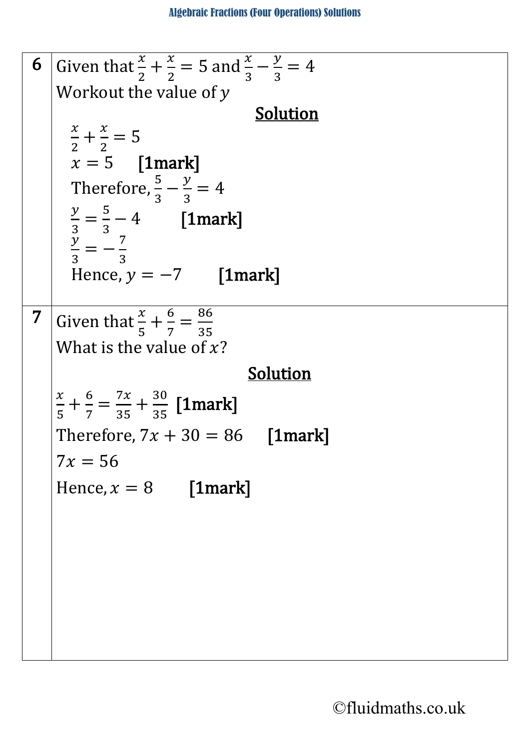**6**

Given that $\frac{x}{2} + \frac{x}{2} = 5$ and $\frac{x}{3} - \frac{y}{3} = 4$

Workout the value of $y$

**Solution**

$\frac{x}{2} + \frac{x}{2} = 5$

$x = 5$ **[1mark]**

Therefore, $\frac{5}{3} - \frac{y}{3} = 4$

$\frac{y}{3} = \frac{5}{3} - 4$ **[1mark]**

$\frac{y}{3} = -\frac{7}{3}$

Hence, $y = -7$ **[1mark]**

**7**

Given that $\frac{x}{5} + \frac{6}{7} = \frac{86}{35}$

What is the value of $x$?

**Solution**

$\frac{x}{5} + \frac{6}{7} = \frac{7x}{35} + \frac{30}{35}$ **[1mark]**

Therefore, $7x + 30 = 86$ **[1mark]**

$7x = 56$

Hence, $x = 8$ **[1mark]**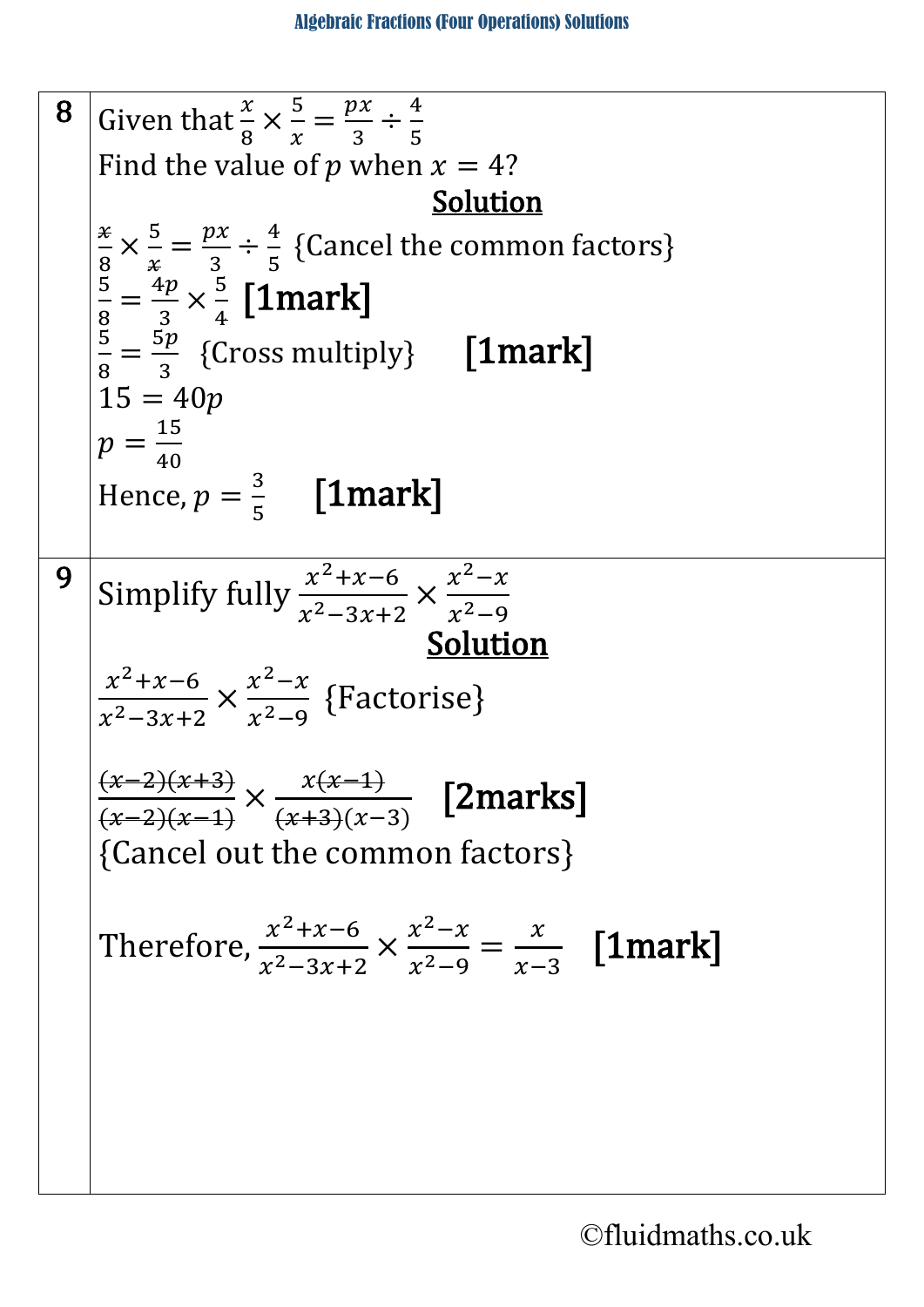| | |
|---|---|
| **8** | Given that $\frac{x}{8} \times \frac{5}{x} = \frac{px}{3} \div \frac{4}{5}$<br>Find the value of $p$ when $x = 4$?<br>**Solution**<br>$\frac{\cancel{x}}{8} \times \frac{5}{\cancel{x}} = \frac{px}{3} \div \frac{4}{5}$ {Cancel the common factors}<br>$\frac{5}{8} = \frac{4p}{3} \times \frac{5}{4}$ **[1mark]**<br>$\frac{5}{8} = \frac{5p}{3}$ {Cross multiply} **[1mark]**<br>$15 = 40p$<br>$p = \frac{15}{40}$<br>Hence, $p = \frac{3}{5}$ **[1mark]** |
| **9** | Simplify fully $\frac{x^2+x-6}{x^2-3x+2} \times \frac{x^2-x}{x^2-9}$<br>**Solution**<br>$\frac{x^2+x-6}{x^2-3x+2} \times \frac{x^2-x}{x^2-9}$ {Factorise}<br>$\frac{\cancel{(x-2)}\cancel{(x+3)}}{\cancel{(x-2)}\cancel{(x-1)}} \times \frac{x\cancel{(x-1)}}{\cancel{(x+3)}(x-3)}$ **[2marks]**<br>{Cancel out the common factors}<br>Therefore, $\frac{x^2+x-6}{x^2-3x+2} \times \frac{x^2-x}{x^2-9} = \frac{x}{x-3}$ **[1mark]** |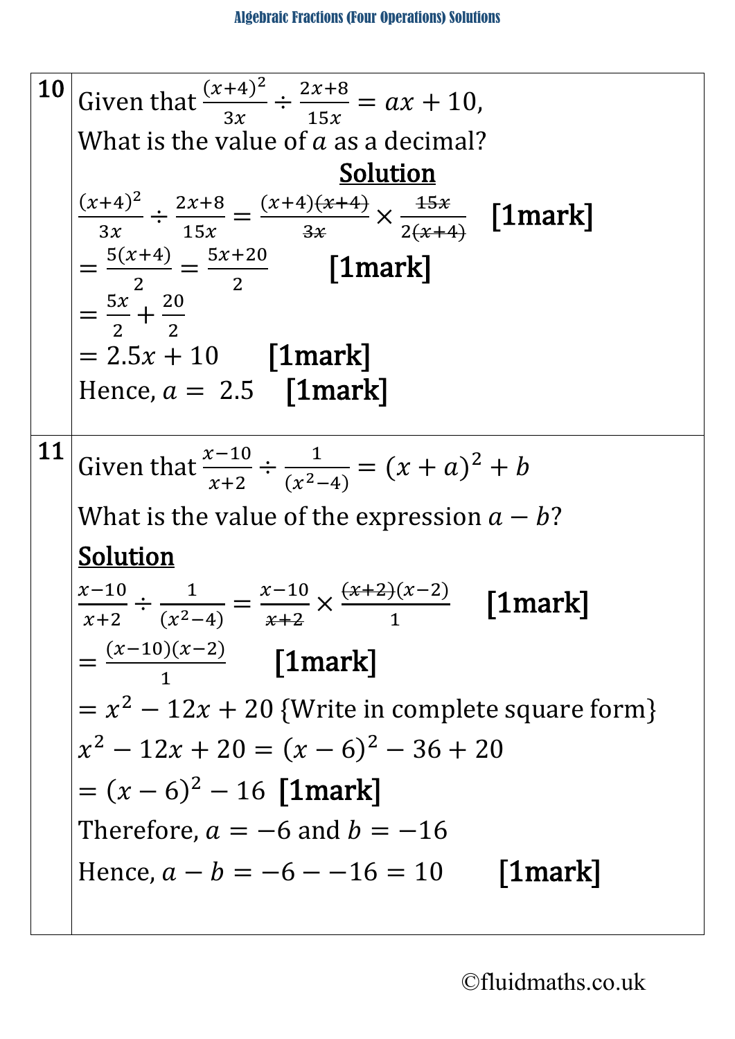| | |
|---|---|
| **10** | Given that $\frac{(x+4)^2}{3x} \div \frac{2x+8}{15x} = ax + 10$,<br>What is the value of $a$ as a decimal?<br>**<u>Solution</u>**<br>$\frac{(x+4)^2}{3x} \div \frac{2x+8}{15x} = \frac{(x+4)\cancel{(x+4)}}{\cancel{3x}} \times \frac{\cancel{15x}}{2\cancel{(x+4)}}$ **[1mark]**<br>$= \frac{5(x+4)}{2} = \frac{5x+20}{2}$ **[1mark]**<br>$= \frac{5x}{2} + \frac{20}{2}$<br>$= 2.5x + 10$ **[1mark]**<br>Hence, $a = 2.5$ **[1mark]** |
| **11** | Given that $\frac{x-10}{x+2} \div \frac{1}{(x^2-4)} = (x+a)^2 + b$<br>What is the value of the expression $a - b$?<br>**<u>Solution</u>**<br>$\frac{x-10}{x+2} \div \frac{1}{(x^2-4)} = \frac{x-10}{\cancel{x+2}} \times \frac{\cancel{(x+2)}(x-2)}{1}$ **[1mark]**<br>$= \frac{(x-10)(x-2)}{1}$ **[1mark]**<br>$= x^2 - 12x + 20$ {Write in complete square form}<br>$x^2 - 12x + 20 = (x-6)^2 - 36 + 20$<br>$= (x-6)^2 - 16$ **[1mark]**<br>Therefore, $a = -6$ and $b = -16$<br>Hence, $a - b = -6 - -16 = 10$ **[1mark]** |

©fluidmaths.co.uk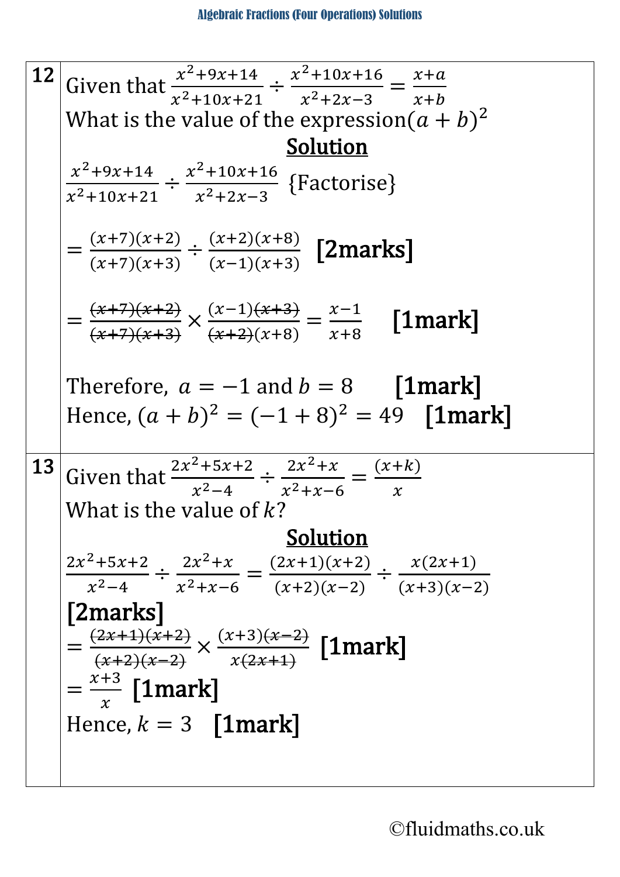| | |
|---|---|
| **12** | Given that $\frac{x^2+9x+14}{x^2+10x+21} \div \frac{x^2+10x+16}{x^2+2x-3} = \frac{x+a}{x+b}$<br>What is the value of the expression $(a+b)^2$<br>**Solution**<br>$\frac{x^2+9x+14}{x^2+10x+21} \div \frac{x^2+10x+16}{x^2+2x-3}$ {Factorise}<br>$= \frac{(x+7)(x+2)}{(x+7)(x+3)} \div \frac{(x+2)(x+8)}{(x-1)(x+3)}$ **[2marks]**<br>$= \frac{\cancel{(x+7)(x+2)}}{\cancel{(x+7)(x+3)}} \times \frac{(x-1)\cancel{(x+3)}}{\cancel{(x+2)}(x+8)} = \frac{x-1}{x+8}$ **[1mark]**<br>Therefore, $a = -1$ and $b = 8$ **[1mark]**<br>Hence, $(a+b)^2 = (-1+8)^2 = 49$ **[1mark]** |
| **13** | Given that $\frac{2x^2+5x+2}{x^2-4} \div \frac{2x^2+x}{x^2+x-6} = \frac{(x+k)}{x}$<br>What is the value of $k$?<br>**Solution**<br>$\frac{2x^2+5x+2}{x^2-4} \div \frac{2x^2+x}{x^2+x-6} = \frac{(2x+1)(x+2)}{(x+2)(x-2)} \div \frac{x(2x+1)}{(x+3)(x-2)}$<br>**[2marks]**<br>$= \frac{\cancel{(2x+1)(x+2)}}{\cancel{(x+2)(x-2)}} \times \frac{(x+3)\cancel{(x-2)}}{x\cancel{(2x+1)}}$ **[1mark]**<br>$= \frac{x+3}{x}$ **[1mark]**<br>Hence, $k = 3$ **[1mark]** |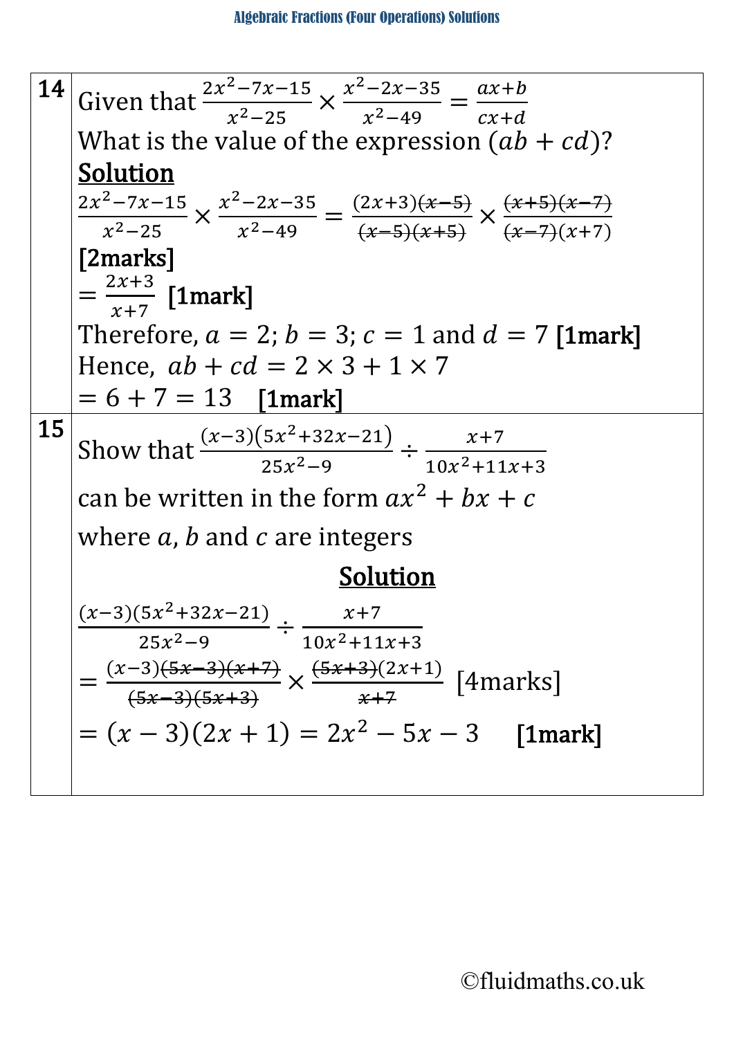| | |
|---|---|
| **14** | Given that $\frac{2x^2-7x-15}{x^2-25} \times \frac{x^2-2x-35}{x^2-49} = \frac{ax+b}{cx+d}$<br>What is the value of the expression $(ab+cd)$?<br>**Solution**<br>$\frac{2x^2-7x-15}{x^2-25} \times \frac{x^2-2x-35}{x^2-49} = \frac{(2x+3)\cancel{(x-5)}}{\cancel{(x-5)}\cancel{(x+5)}} \times \frac{\cancel{(x+5)}\cancel{(x-7)}}{\cancel{(x-7)}(x+7)}$<br>**[2marks]**<br>$= \frac{2x+3}{x+7}$ **[1mark]**<br>Therefore, $a=2$; $b=3$; $c=1$ and $d=7$ **[1mark]**<br>Hence, $ab+cd = 2\times 3 + 1 \times 7$<br>$= 6+7 = 13$ **[1mark]** |
| **15** | Show that $\frac{(x-3)(5x^2+32x-21)}{25x^2-9} \div \frac{x+7}{10x^2+11x+3}$<br>can be written in the form $ax^2+bx+c$<br>where $a$, $b$ and $c$ are integers<br>**Solution**<br>$\frac{(x-3)(5x^2+32x-21)}{25x^2-9} \div \frac{x+7}{10x^2+11x+3}$<br>$= \frac{(x-3)\cancel{(5x-3)}\cancel{(x+7)}}{\cancel{(5x-3)}\cancel{(5x+3)}} \times \frac{\cancel{(5x+3)}(2x+1)}{\cancel{x+7}}$ [4marks]<br>$= (x-3)(2x+1) = 2x^2-5x-3$ **[1mark]** |